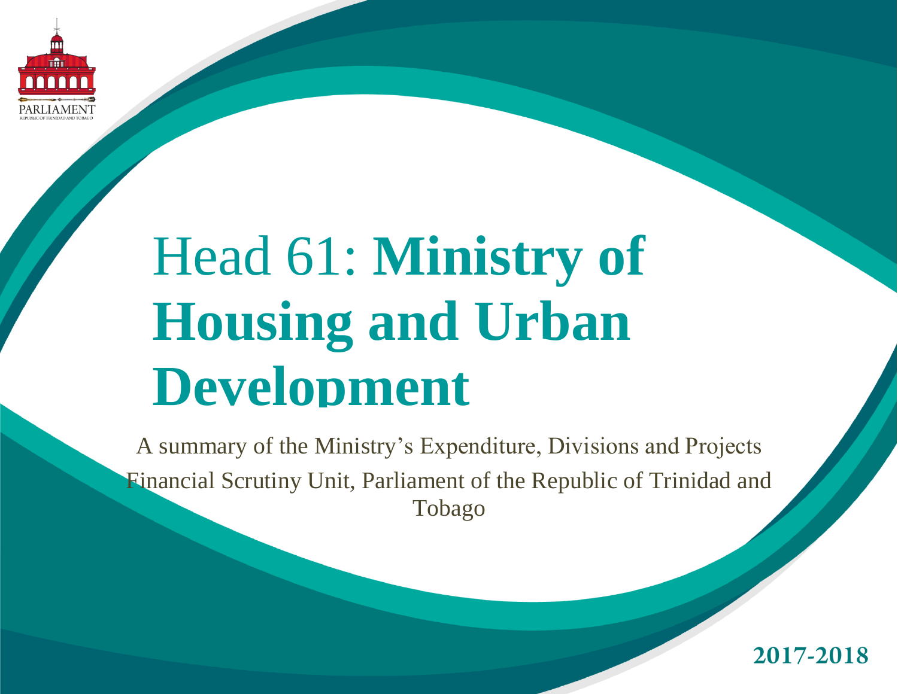PARLIAMENT

REPUBLIC OF TRINIDAD AND TOBAGO

# Head 61: **Ministry of Housing and Urban Development**

A summary of the Ministry's Expenditure, Divisions and Projects

Financial Scrutiny Unit, Parliament of the Republic of Trinidad and Tobago

**2017-2018**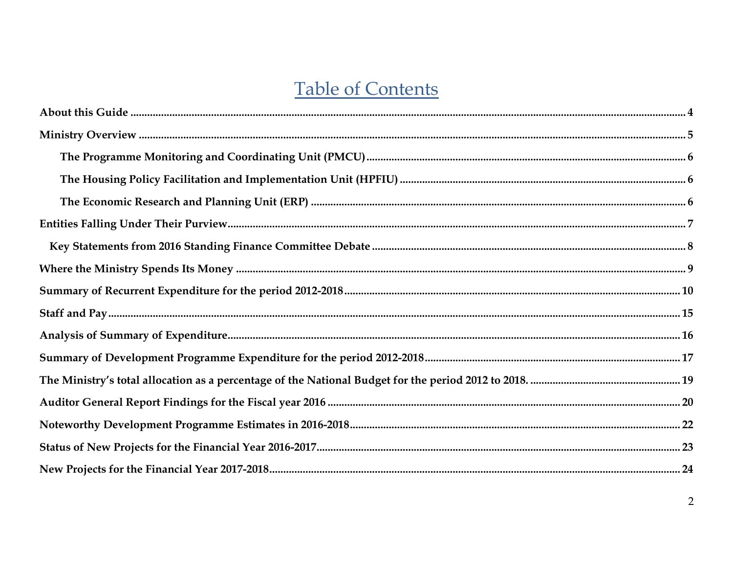# Table of Contents

**About this Guide** .......... 4

**Ministry Overview** .......... 5

- **The Programme Monitoring and Coordinating Unit (PMCU)** .......... 6
- **The Housing Policy Facilitation and Implementation Unit (HPFIU)** .......... 6
- **The Economic Research and Planning Unit (ERP)** .......... 6

**Entities Falling Under Their Purview** .......... 7

- **Key Statements from 2016 Standing Finance Committee Debate** .......... 8

**Where the Ministry Spends Its Money** .......... 9

**Summary of Recurrent Expenditure for the period 2012-2018** .......... 10

**Staff and Pay** .......... 15

**Analysis of Summary of Expenditure** .......... 16

**Summary of Development Programme Expenditure for the period 2012-2018** .......... 17

**The Ministry's total allocation as a percentage of the National Budget for the period 2012 to 2018.** .......... 19

**Auditor General Report Findings for the Fiscal year 2016** .......... 20

**Noteworthy Development Programme Estimates in 2016-2018** .......... 22

**Status of New Projects for the Financial Year 2016-2017** .......... 23

**New Projects for the Financial Year 2017-2018** .......... 24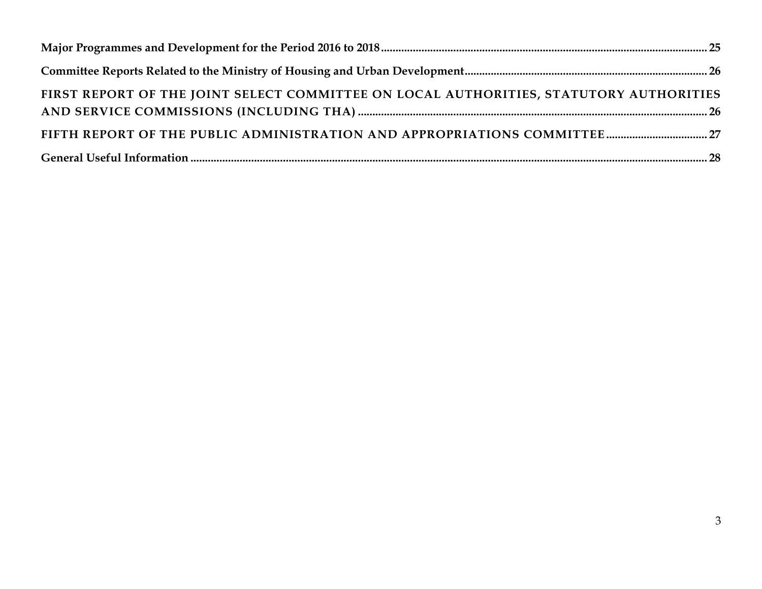**Major Programmes and Development for the Period 2016 to 2018** ........................................................................................................ 25

**Committee Reports Related to the Ministry of Housing and Urban Development** ...................................................................................... 26

**FIRST REPORT OF THE JOINT SELECT COMMITTEE ON LOCAL AUTHORITIES, STATUTORY AUTHORITIES AND SERVICE COMMISSIONS (INCLUDING THA)** ........................................................................................................ 26

**FIFTH REPORT OF THE PUBLIC ADMINISTRATION AND APPROPRIATIONS COMMITTEE** .................................. 27

**General Useful Information** ........................................................................................................................................................................ 28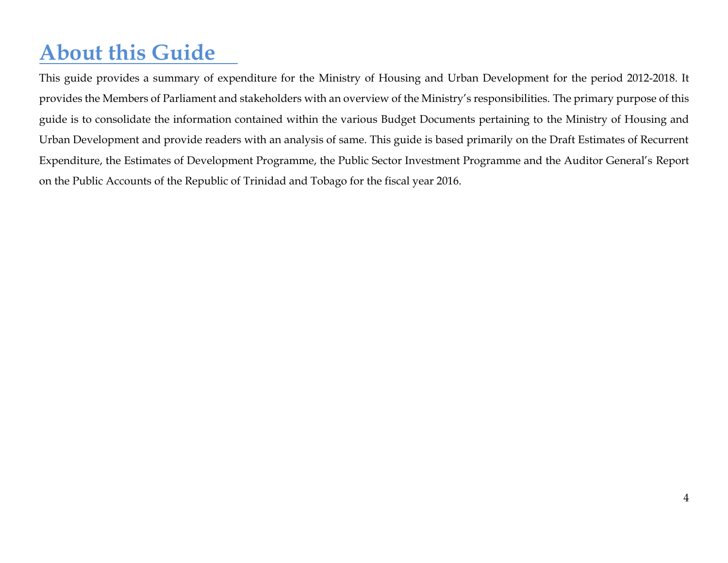# About this Guide

This guide provides a summary of expenditure for the Ministry of Housing and Urban Development for the period 2012-2018. It provides the Members of Parliament and stakeholders with an overview of the Ministry's responsibilities. The primary purpose of this guide is to consolidate the information contained within the various Budget Documents pertaining to the Ministry of Housing and Urban Development and provide readers with an analysis of same. This guide is based primarily on the Draft Estimates of Recurrent Expenditure, the Estimates of Development Programme, the Public Sector Investment Programme and the Auditor General's Report on the Public Accounts of the Republic of Trinidad and Tobago for the fiscal year 2016.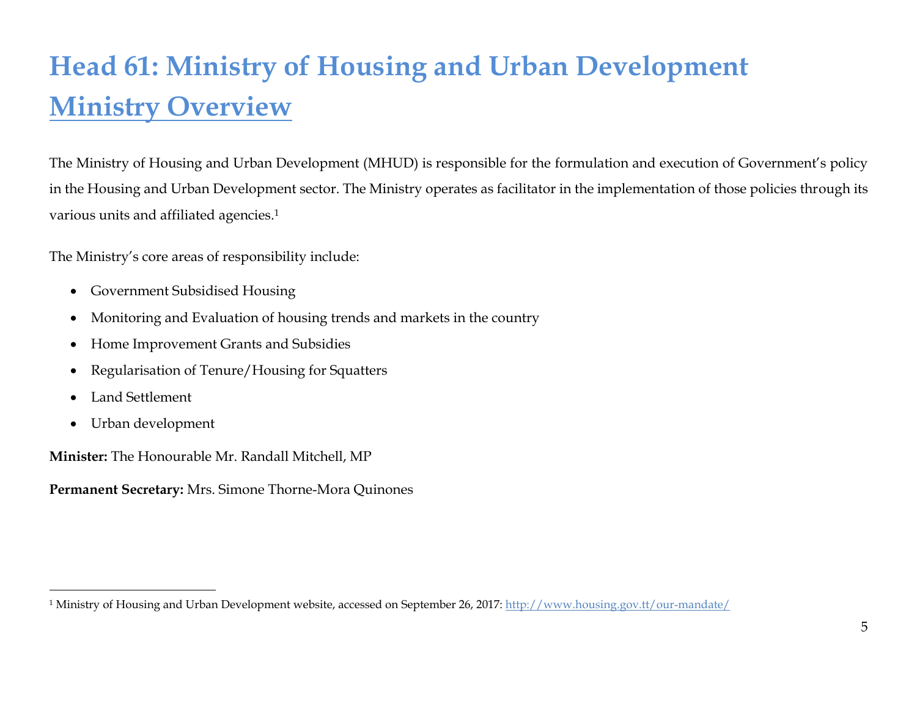# Head 61: Ministry of Housing and Urban Development

## Ministry Overview

The Ministry of Housing and Urban Development (MHUD) is responsible for the formulation and execution of Government's policy in the Housing and Urban Development sector. The Ministry operates as facilitator in the implementation of those policies through its various units and affiliated agencies.[1]

The Ministry's core areas of responsibility include:

- Government Subsidised Housing
- Monitoring and Evaluation of housing trends and markets in the country
- Home Improvement Grants and Subsidies
- Regularisation of Tenure/Housing for Squatters
- Land Settlement
- Urban development

**Minister:** The Honourable Mr. Randall Mitchell, MP

**Permanent Secretary:** Mrs. Simone Thorne-Mora Quinones

---

[1] Ministry of Housing and Urban Development website, accessed on September 26, 2017: http://www.housing.gov.tt/our-mandate/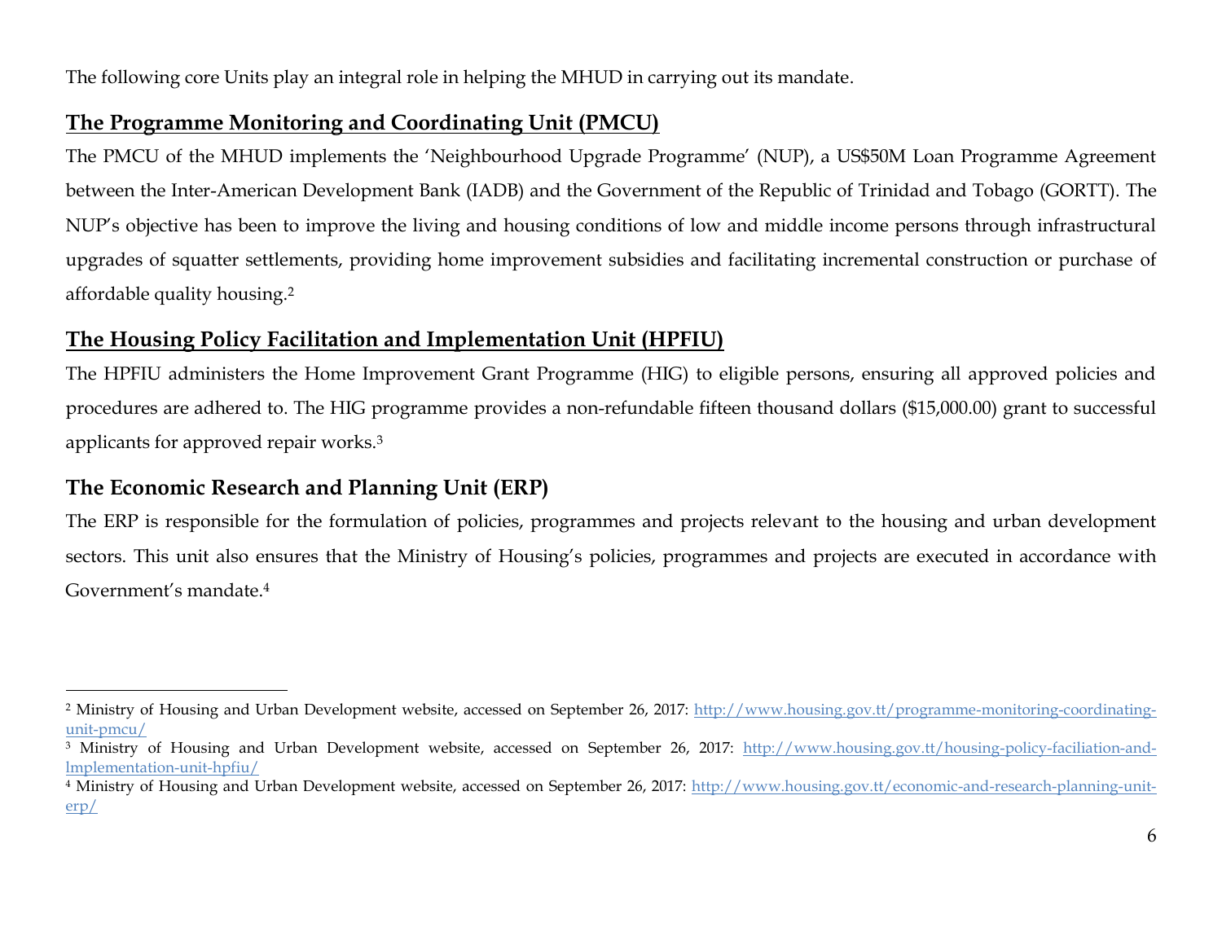The following core Units play an integral role in helping the MHUD in carrying out its mandate.

## The Programme Monitoring and Coordinating Unit (PMCU)

The PMCU of the MHUD implements the 'Neighbourhood Upgrade Programme' (NUP), a US$50M Loan Programme Agreement between the Inter-American Development Bank (IADB) and the Government of the Republic of Trinidad and Tobago (GORTT). The NUP's objective has been to improve the living and housing conditions of low and middle income persons through infrastructural upgrades of squatter settlements, providing home improvement subsidies and facilitating incremental construction or purchase of affordable quality housing.[2]

## The Housing Policy Facilitation and Implementation Unit (HPFIU)

The HPFIU administers the Home Improvement Grant Programme (HIG) to eligible persons, ensuring all approved policies and procedures are adhered to. The HIG programme provides a non-refundable fifteen thousand dollars ($15,000.00) grant to successful applicants for approved repair works.[3]

## The Economic Research and Planning Unit (ERP)

The ERP is responsible for the formulation of policies, programmes and projects relevant to the housing and urban development sectors. This unit also ensures that the Ministry of Housing's policies, programmes and projects are executed in accordance with Government's mandate.[4]

---

[2] Ministry of Housing and Urban Development website, accessed on September 26, 2017: http://www.housing.gov.tt/programme-monitoring-coordinating-unit-pmcu/

[3] Ministry of Housing and Urban Development website, accessed on September 26, 2017: http://www.housing.gov.tt/housing-policy-faciliation-and-lmplementation-unit-hpfiu/

[4] Ministry of Housing and Urban Development website, accessed on September 26, 2017: http://www.housing.gov.tt/economic-and-research-planning-unit-erp/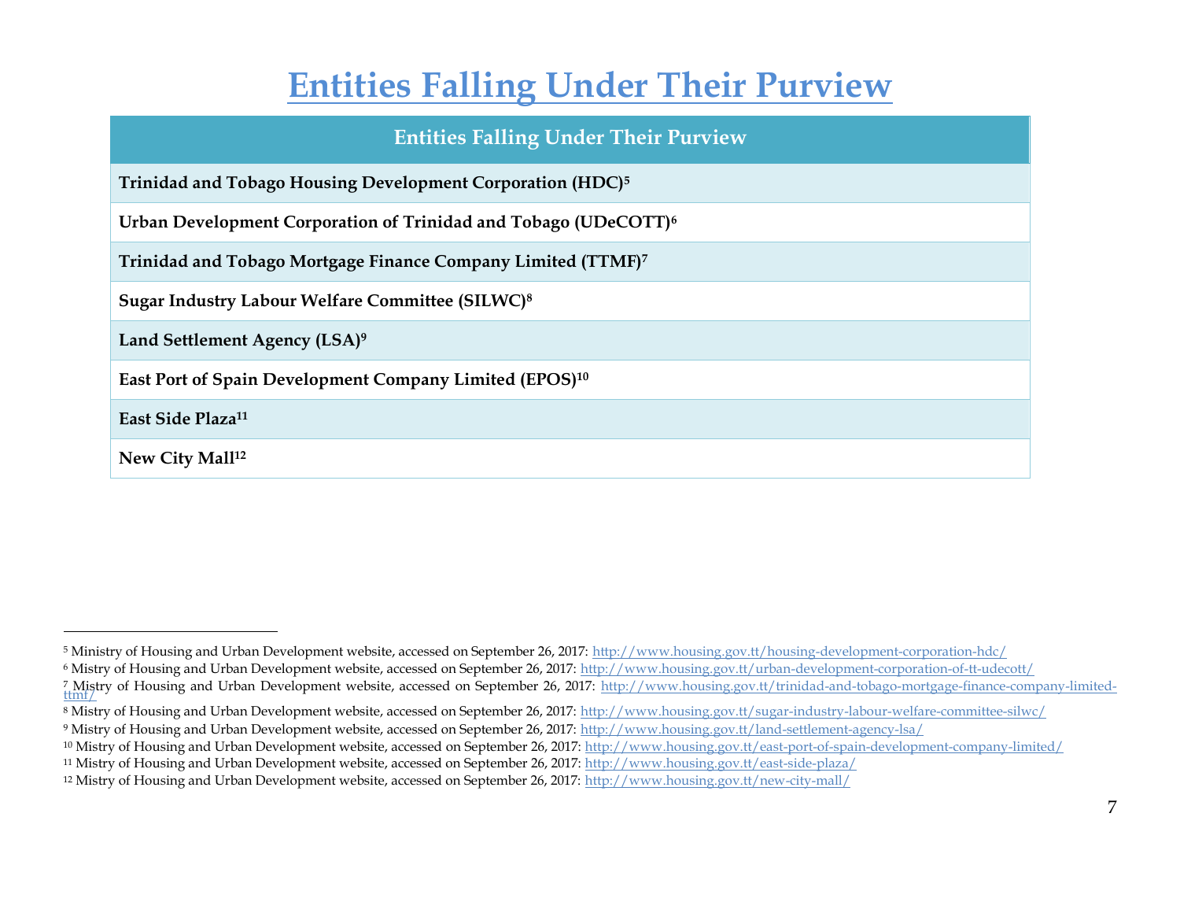# Entities Falling Under Their Purview

| Entities Falling Under Their Purview |
|---|
| **Trinidad and Tobago Housing Development Corporation (HDC)[5]** |
| **Urban Development Corporation of Trinidad and Tobago (UDeCOTT)[6]** |
| **Trinidad and Tobago Mortgage Finance Company Limited (TTMF)[7]** |
| **Sugar Industry Labour Welfare Committee (SILWC)[8]** |
| **Land Settlement Agency (LSA)[9]** |
| **East Port of Spain Development Company Limited (EPOS)[10]** |
| **East Side Plaza[11]** |
| **New City Mall[12]** |

---

[5] Ministry of Housing and Urban Development website, accessed on September 26, 2017: http://www.housing.gov.tt/housing-development-corporation-hdc/

[6] Mistry of Housing and Urban Development website, accessed on September 26, 2017: http://www.housing.gov.tt/urban-development-corporation-of-tt-udecott/

[7] Mistry of Housing and Urban Development website, accessed on September 26, 2017: http://www.housing.gov.tt/trinidad-and-tobago-mortgage-finance-company-limited-ttmf/

[8] Mistry of Housing and Urban Development website, accessed on September 26, 2017: http://www.housing.gov.tt/sugar-industry-labour-welfare-committee-silwc/

[9] Mistry of Housing and Urban Development website, accessed on September 26, 2017: http://www.housing.gov.tt/land-settlement-agency-lsa/

[10] Mistry of Housing and Urban Development website, accessed on September 26, 2017: http://www.housing.gov.tt/east-port-of-spain-development-company-limited/

[11] Mistry of Housing and Urban Development website, accessed on September 26, 2017: http://www.housing.gov.tt/east-side-plaza/

[12] Mistry of Housing and Urban Development website, accessed on September 26, 2017: http://www.housing.gov.tt/new-city-mall/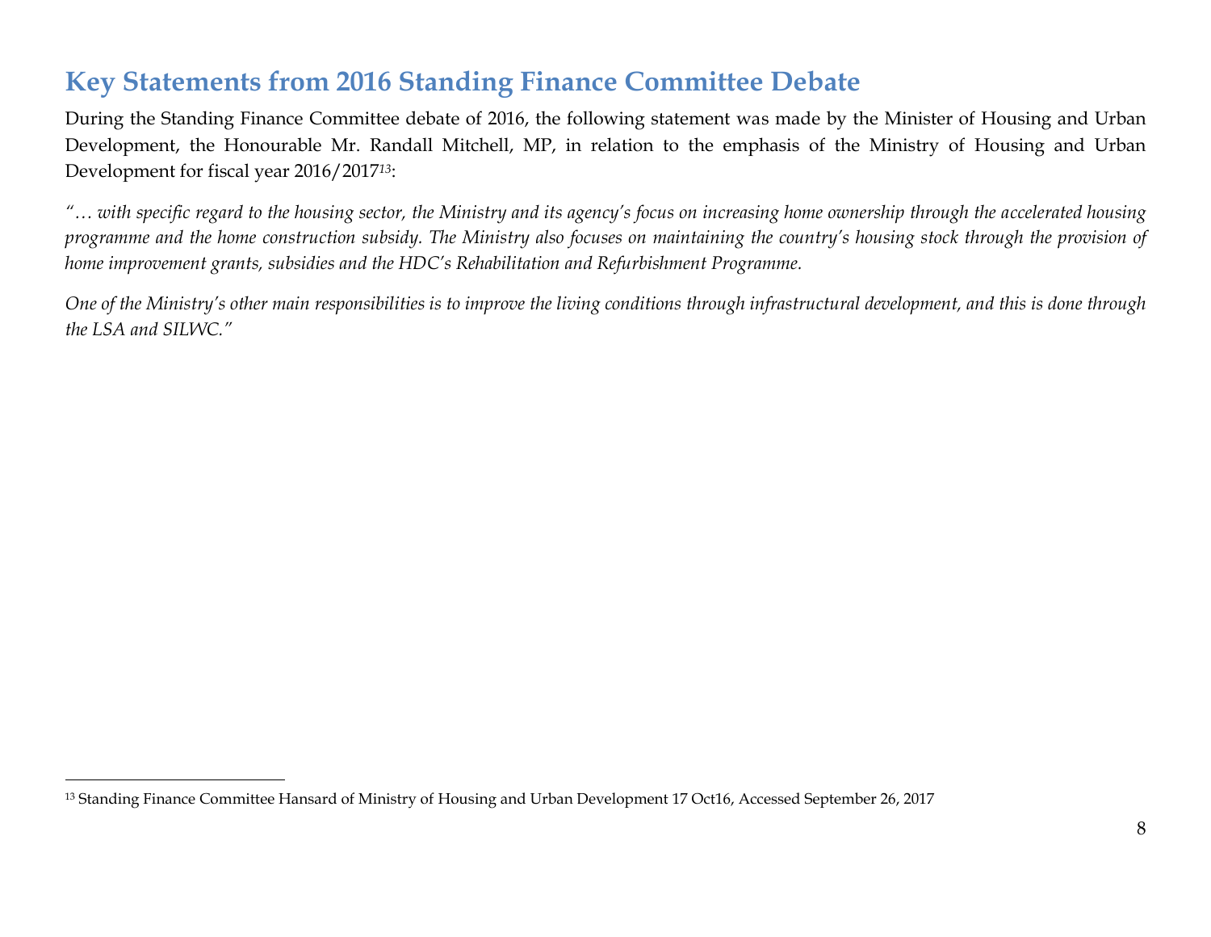## Key Statements from 2016 Standing Finance Committee Debate

During the Standing Finance Committee debate of 2016, the following statement was made by the Minister of Housing and Urban Development, the Honourable Mr. Randall Mitchell, MP, in relation to the emphasis of the Ministry of Housing and Urban Development for fiscal year 2016/2017[13]:

*"… with specific regard to the housing sector, the Ministry and its agency's focus on increasing home ownership through the accelerated housing programme and the home construction subsidy. The Ministry also focuses on maintaining the country's housing stock through the provision of home improvement grants, subsidies and the HDC's Rehabilitation and Refurbishment Programme.*

*One of the Ministry's other main responsibilities is to improve the living conditions through infrastructural development, and this is done through the LSA and SILWC."*

---

[13] Standing Finance Committee Hansard of Ministry of Housing and Urban Development 17 Oct16, Accessed September 26, 2017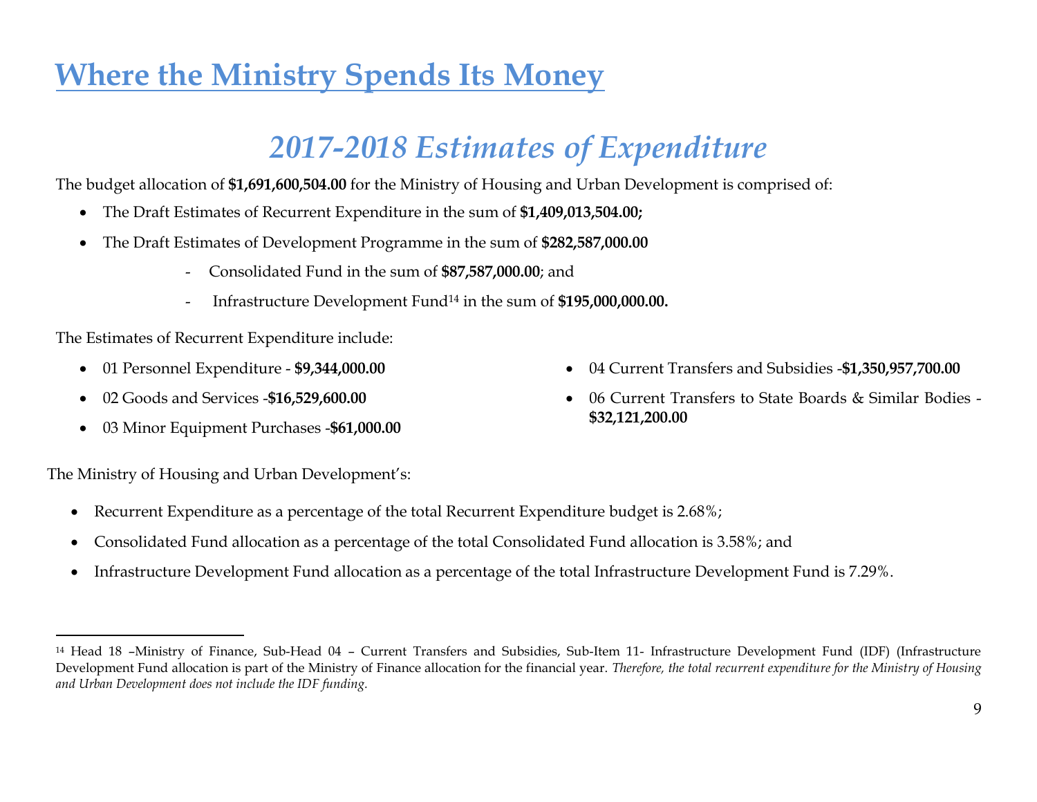# Where the Ministry Spends Its Money

## *2017-2018 Estimates of Expenditure*

The budget allocation of **$1,691,600,504.00** for the Ministry of Housing and Urban Development is comprised of:

- The Draft Estimates of Recurrent Expenditure in the sum of **$1,409,013,504.00;**
- The Draft Estimates of Development Programme in the sum of **$282,587,000.00**
  - Consolidated Fund in the sum of **$87,587,000.00**; and
  - Infrastructure Development Fund[14] in the sum of **$195,000,000.00.**

The Estimates of Recurrent Expenditure include:

- 01 Personnel Expenditure - **$9,344,000.00**
- 02 Goods and Services -**$16,529,600.00**
- 03 Minor Equipment Purchases -**$61,000.00**
- 04 Current Transfers and Subsidies -**$1,350,957,700.00**
- 06 Current Transfers to State Boards & Similar Bodies - **$32,121,200.00**

The Ministry of Housing and Urban Development's:

- Recurrent Expenditure as a percentage of the total Recurrent Expenditure budget is 2.68%;
- Consolidated Fund allocation as a percentage of the total Consolidated Fund allocation is 3.58%; and
- Infrastructure Development Fund allocation as a percentage of the total Infrastructure Development Fund is 7.29%.

---

[14] Head 18 –Ministry of Finance, Sub-Head 04 – Current Transfers and Subsidies, Sub-Item 11- Infrastructure Development Fund (IDF) (Infrastructure Development Fund allocation is part of the Ministry of Finance allocation for the financial year. *Therefore, the total recurrent expenditure for the Ministry of Housing and Urban Development does not include the IDF funding.*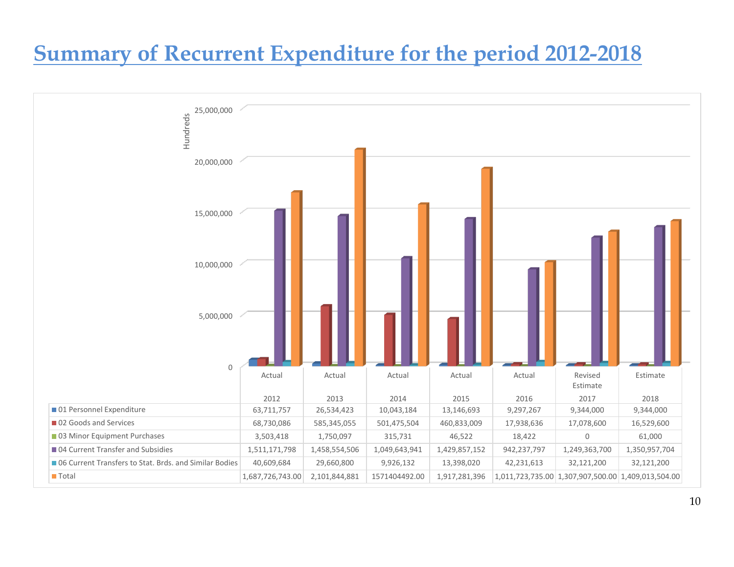# Summary of Recurrent Expenditure for the period 2012-2018

| | Actual 2012 | Actual 2013 | Actual 2014 | Actual 2015 | Actual 2016 | Revised Estimate 2017 | Estimate 2018 |
|---|---|---|---|---|---|---|---|
| 01 Personnel Expenditure | 63,711,757 | 26,534,423 | 10,043,184 | 13,146,693 | 9,297,267 | 9,344,000 | 9,344,000 |
| 02 Goods and Services | 68,730,086 | 585,345,055 | 501,475,504 | 460,833,009 | 17,938,636 | 17,078,600 | 16,529,600 |
| 03 Minor Equipment Purchases | 3,503,418 | 1,750,097 | 315,731 | 46,522 | 18,422 | 0 | 61,000 |
| 04 Current Transfer and Subsidies | 1,511,171,798 | 1,458,554,506 | 1,049,643,941 | 1,429,857,152 | 942,237,797 | 1,249,363,700 | 1,350,957,704 |
| 06 Current Transfers to Stat. Brds. and Similar Bodies | 40,609,684 | 29,660,800 | 9,926,132 | 13,398,020 | 42,231,613 | 32,121,200 | 32,121,200 |
| Total | 1,687,726,743.00 | 2,101,844,881 | 1571404492.00 | 1,917,281,396 | 1,011,723,735.00 | 1,307,907,500.00 | 1,409,013,504.00 |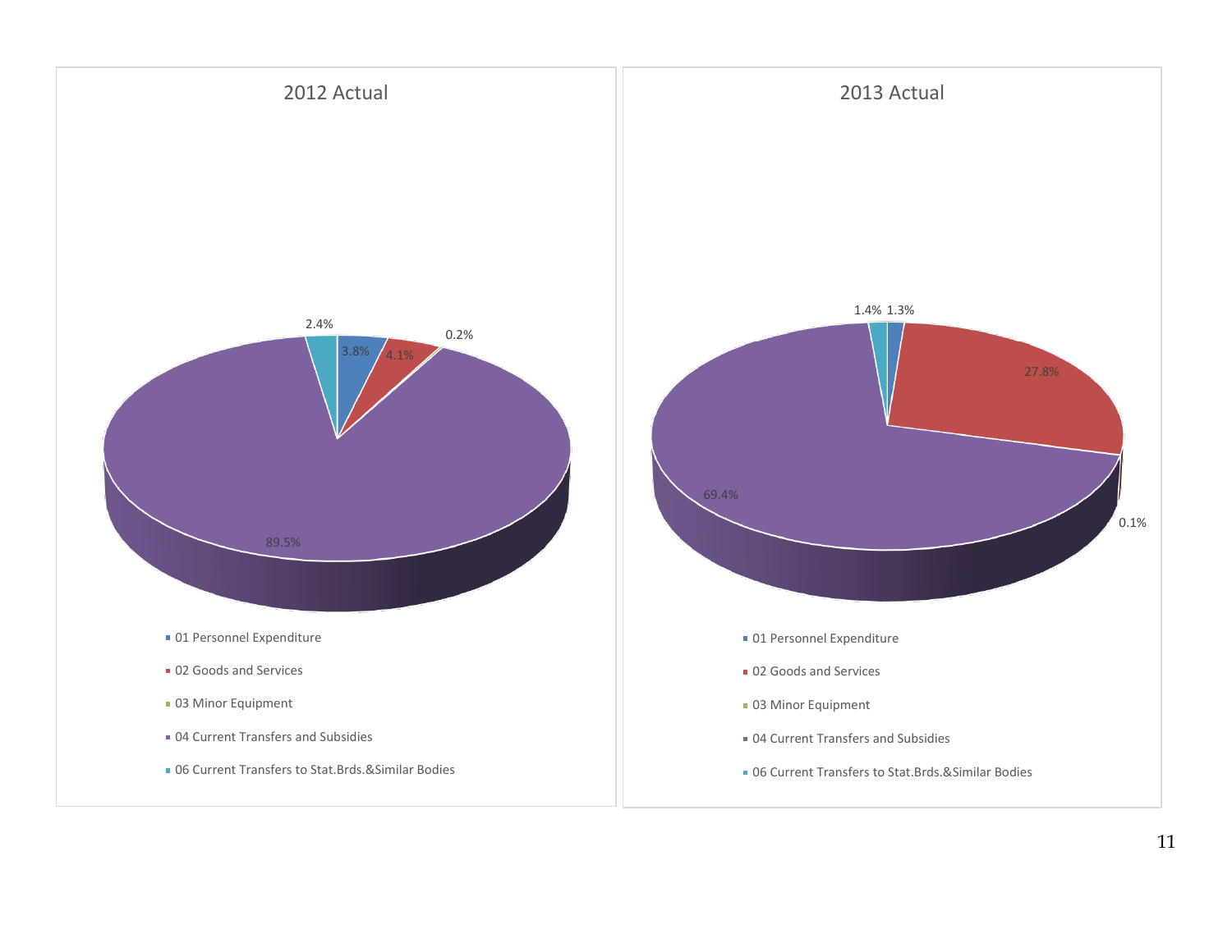## 2012 Actual

| Category | Share |
|---|---|
| 01 Personnel Expenditure | 3.8% |
| 02 Goods and Services | 4.1% |
| 03 Minor Equipment | 0.2% |
| 04 Current Transfers and Subsidies | 89.5% |
| 06 Current Transfers to Stat.Brds.&Similar Bodies | 2.4% |

## 2013 Actual

| Category | Share |
|---|---|
| 01 Personnel Expenditure | 1.3% |
| 02 Goods and Services | 27.8% |
| 03 Minor Equipment | 0.1% |
| 04 Current Transfers and Subsidies | 69.4% |
| 06 Current Transfers to Stat.Brds.&Similar Bodies | 1.4% |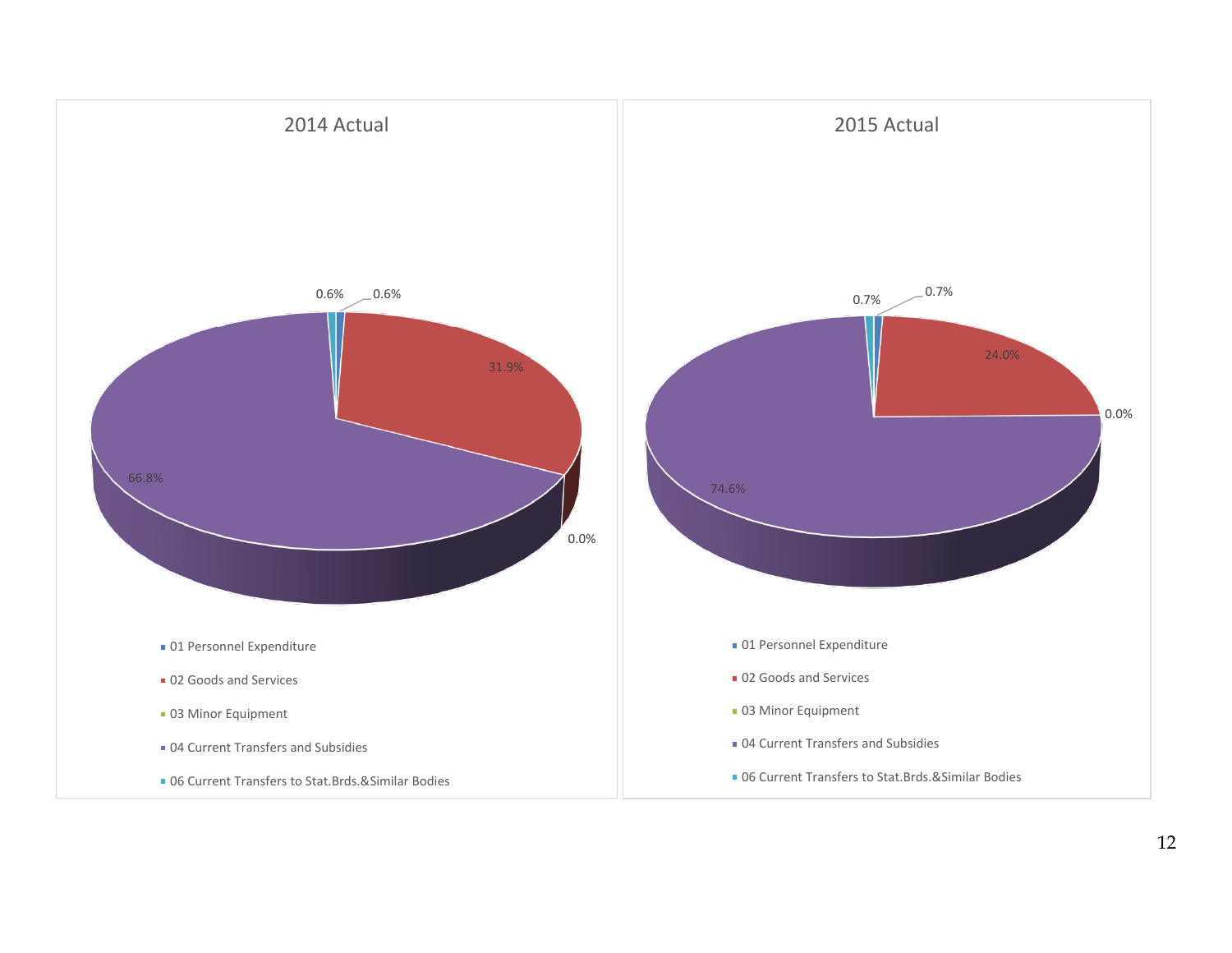## 2014 Actual

- 01 Personnel Expenditure: 0.6%
- 02 Goods and Services: 31.9%
- 03 Minor Equipment: 0.0%
- 04 Current Transfers and Subsidies: 66.8%
- 06 Current Transfers to Stat.Brds.&Similar Bodies: 0.6%

## 2015 Actual

- 01 Personnel Expenditure: 0.7%
- 02 Goods and Services: 24.0%
- 03 Minor Equipment: 0.0%
- 04 Current Transfers and Subsidies: 74.6%
- 06 Current Transfers to Stat.Brds.&Similar Bodies: 0.7%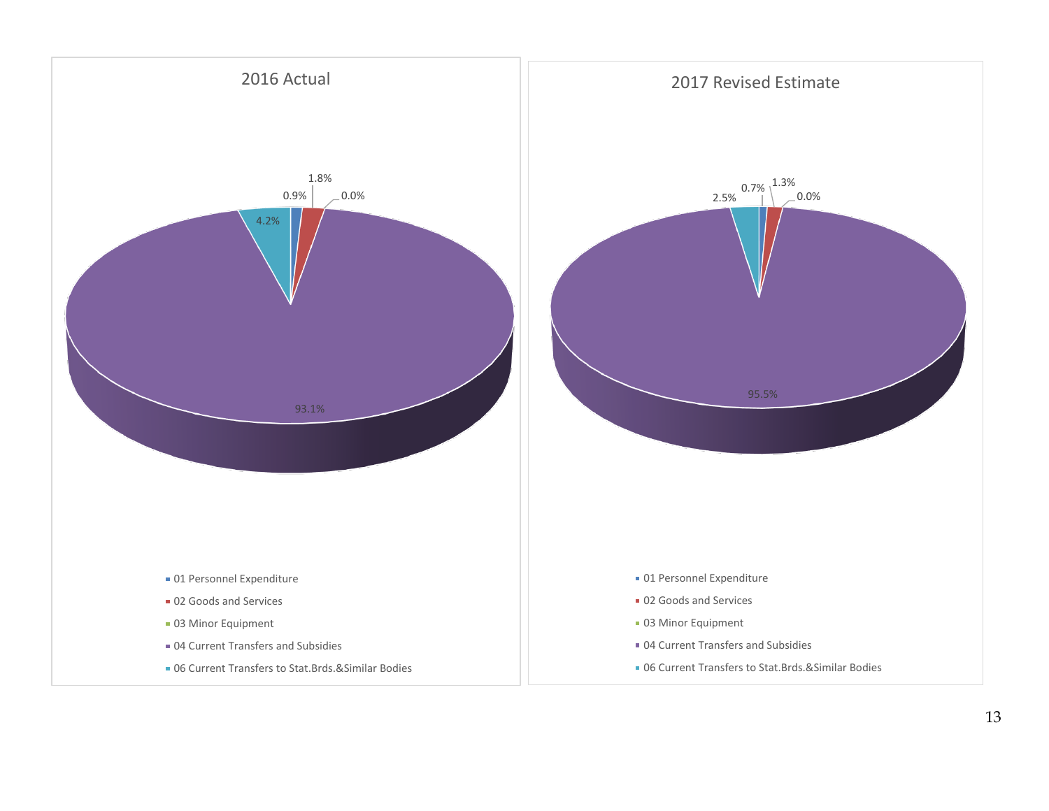2016 Actual

| Category | % |
| --- | --- |
| 01 Personnel Expenditure | 0.9% |
| 02 Goods and Services | 1.8% |
| 03 Minor Equipment | 0.0% |
| 04 Current Transfers and Subsidies | 93.1% |
| 06 Current Transfers to Stat.Brds.&Similar Bodies | 4.2% |

2017 Revised Estimate

| Category | % |
| --- | --- |
| 01 Personnel Expenditure | 0.7% |
| 02 Goods and Services | 1.3% |
| 03 Minor Equipment | 0.0% |
| 04 Current Transfers and Subsidies | 95.5% |
| 06 Current Transfers to Stat.Brds.&Similar Bodies | 2.5% |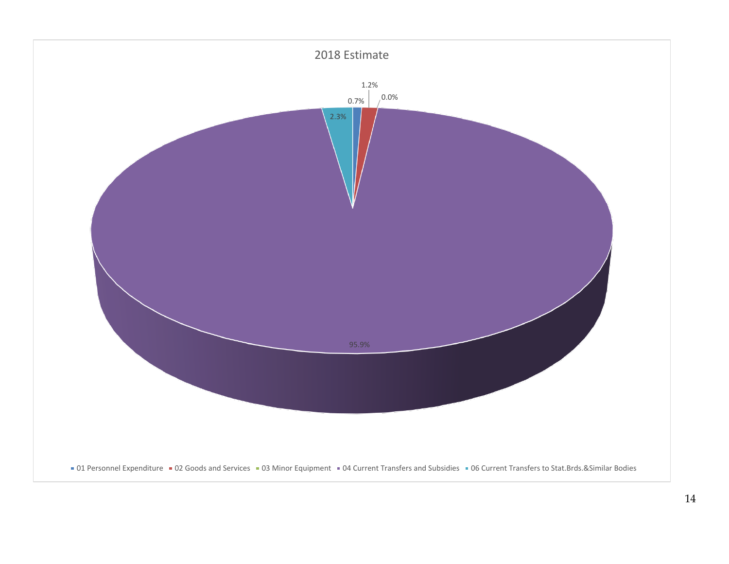2018 Estimate

- 01 Personnel Expenditure: 0.7%
- 02 Goods and Services: 1.2%
- 03 Minor Equipment: 0.0%
- 04 Current Transfers and Subsidies: 95.9%
- 06 Current Transfers to Stat.Brds.&Similar Bodies: 2.3%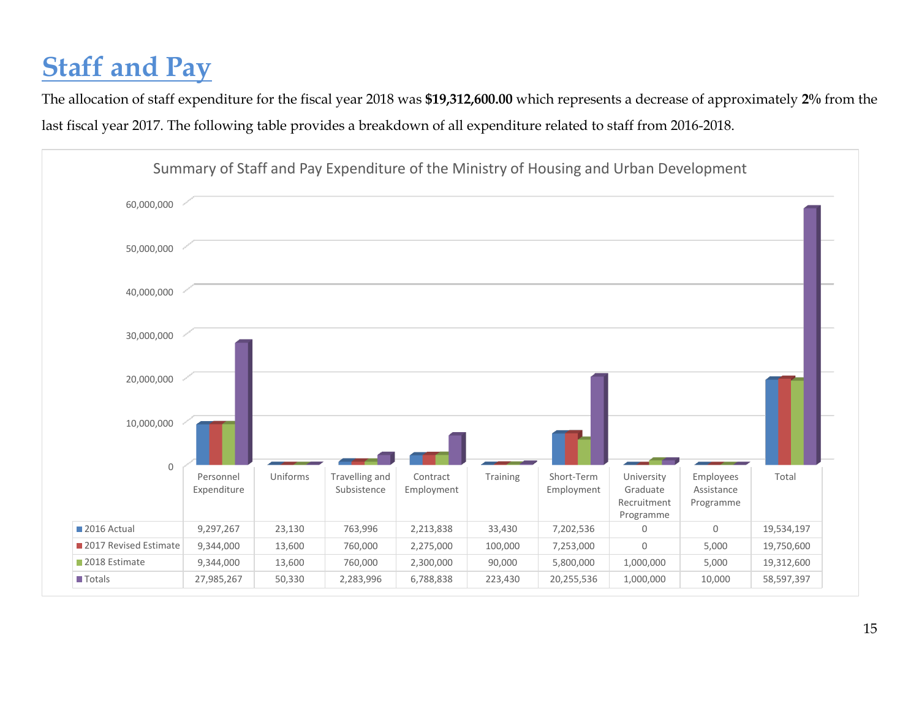# Staff and Pay

The allocation of staff expenditure for the fiscal year 2018 was **$19,312,600.00** which represents a decrease of approximately **2%** from the last fiscal year 2017. The following table provides a breakdown of all expenditure related to staff from 2016-2018.

Summary of Staff and Pay Expenditure of the Ministry of Housing and Urban Development

| | Personnel Expenditure | Uniforms | Travelling and Subsistence | Contract Employment | Training | Short-Term Employment | University Graduate Recruitment Programme | Employees Assistance Programme | Total |
|---|---|---|---|---|---|---|---|---|---|
| 2016 Actual | 9,297,267 | 23,130 | 763,996 | 2,213,838 | 33,430 | 7,202,536 | 0 | 0 | 19,534,197 |
| 2017 Revised Estimate | 9,344,000 | 13,600 | 760,000 | 2,275,000 | 100,000 | 7,253,000 | 0 | 5,000 | 19,750,600 |
| 2018 Estimate | 9,344,000 | 13,600 | 760,000 | 2,300,000 | 90,000 | 5,800,000 | 1,000,000 | 5,000 | 19,312,600 |
| Totals | 27,985,267 | 50,330 | 2,283,996 | 6,788,838 | 223,430 | 20,255,536 | 1,000,000 | 10,000 | 58,597,397 |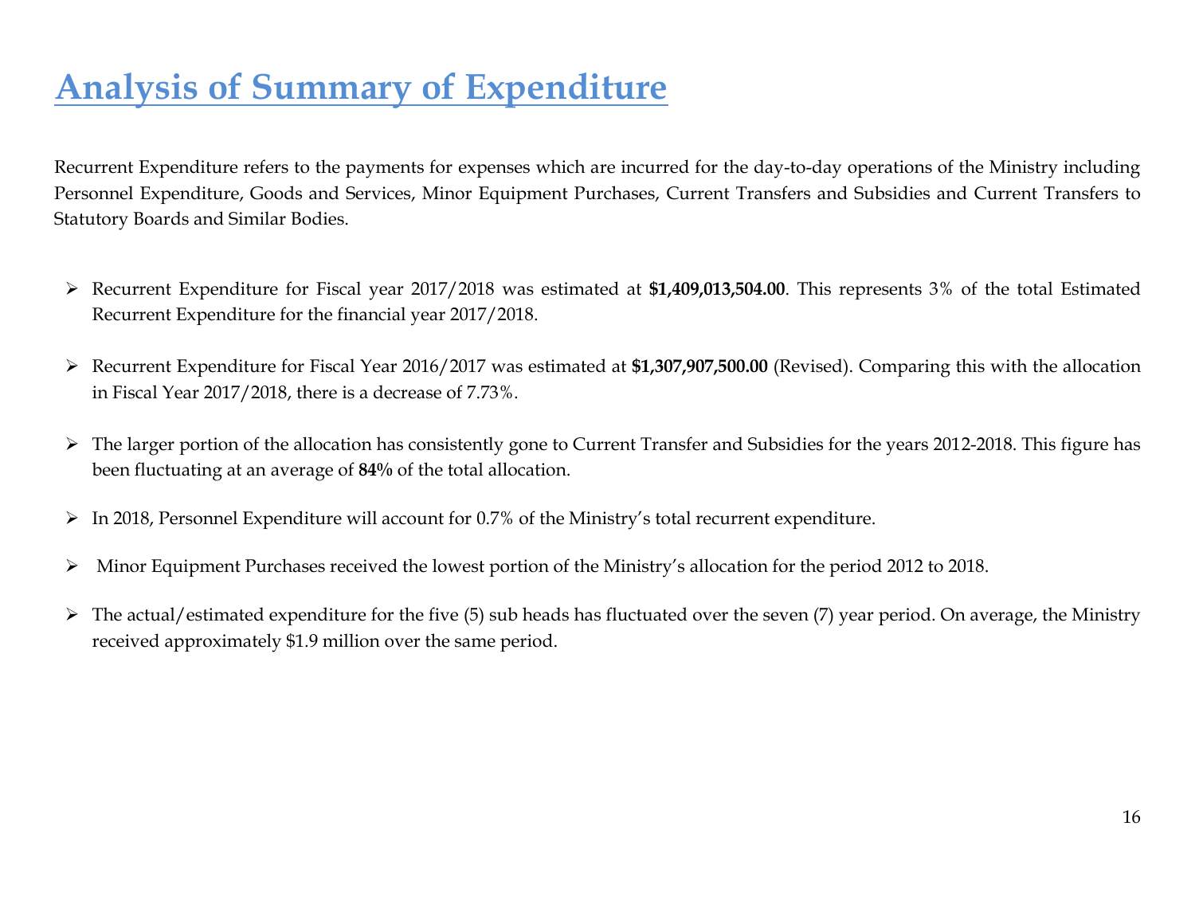# Analysis of Summary of Expenditure

Recurrent Expenditure refers to the payments for expenses which are incurred for the day-to-day operations of the Ministry including Personnel Expenditure, Goods and Services, Minor Equipment Purchases, Current Transfers and Subsidies and Current Transfers to Statutory Boards and Similar Bodies.

- Recurrent Expenditure for Fiscal year 2017/2018 was estimated at **$1,409,013,504.00**. This represents 3% of the total Estimated Recurrent Expenditure for the financial year 2017/2018.
- Recurrent Expenditure for Fiscal Year 2016/2017 was estimated at **$1,307,907,500.00** (Revised). Comparing this with the allocation in Fiscal Year 2017/2018, there is a decrease of 7.73%.
- The larger portion of the allocation has consistently gone to Current Transfer and Subsidies for the years 2012-2018. This figure has been fluctuating at an average of **84%** of the total allocation.
- In 2018, Personnel Expenditure will account for 0.7% of the Ministry's total recurrent expenditure.
- Minor Equipment Purchases received the lowest portion of the Ministry's allocation for the period 2012 to 2018.
- The actual/estimated expenditure for the five (5) sub heads has fluctuated over the seven (7) year period. On average, the Ministry received approximately $1.9 million over the same period.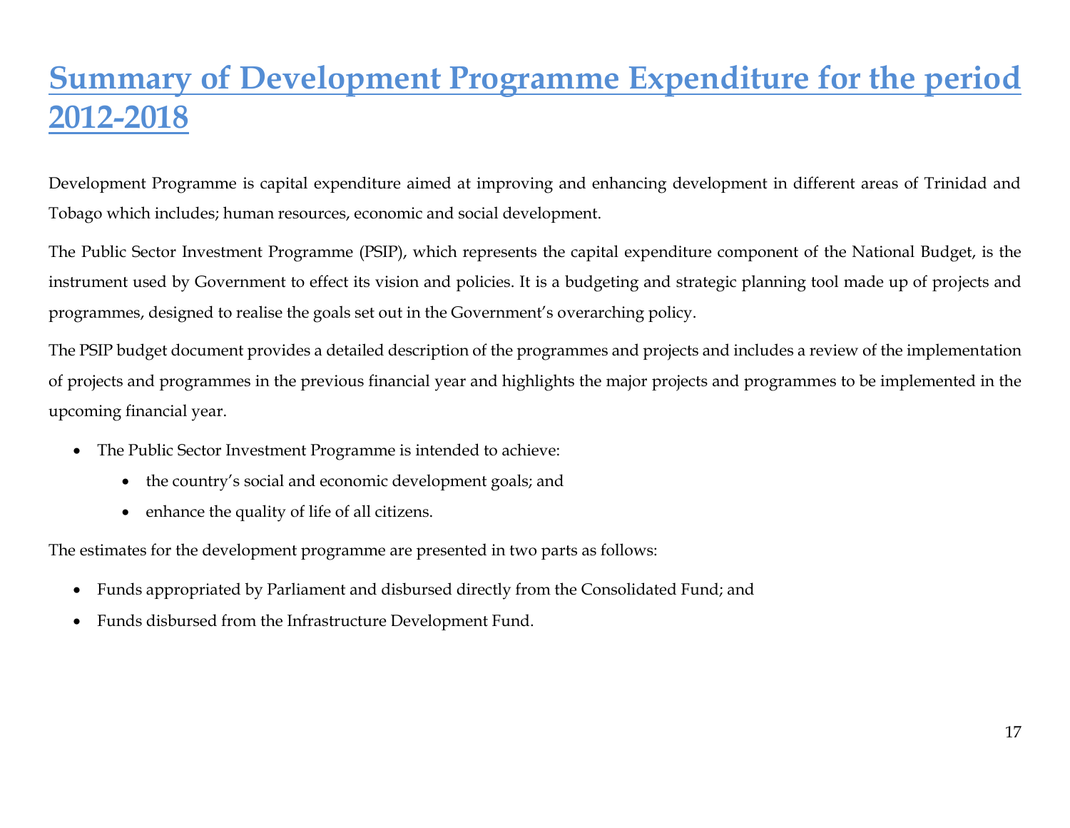# Summary of Development Programme Expenditure for the period 2012-2018

Development Programme is capital expenditure aimed at improving and enhancing development in different areas of Trinidad and Tobago which includes; human resources, economic and social development.

The Public Sector Investment Programme (PSIP), which represents the capital expenditure component of the National Budget, is the instrument used by Government to effect its vision and policies. It is a budgeting and strategic planning tool made up of projects and programmes, designed to realise the goals set out in the Government's overarching policy.

The PSIP budget document provides a detailed description of the programmes and projects and includes a review of the implementation of projects and programmes in the previous financial year and highlights the major projects and programmes to be implemented in the upcoming financial year.

- The Public Sector Investment Programme is intended to achieve:
  - the country's social and economic development goals; and
  - enhance the quality of life of all citizens.

The estimates for the development programme are presented in two parts as follows:

- Funds appropriated by Parliament and disbursed directly from the Consolidated Fund; and
- Funds disbursed from the Infrastructure Development Fund.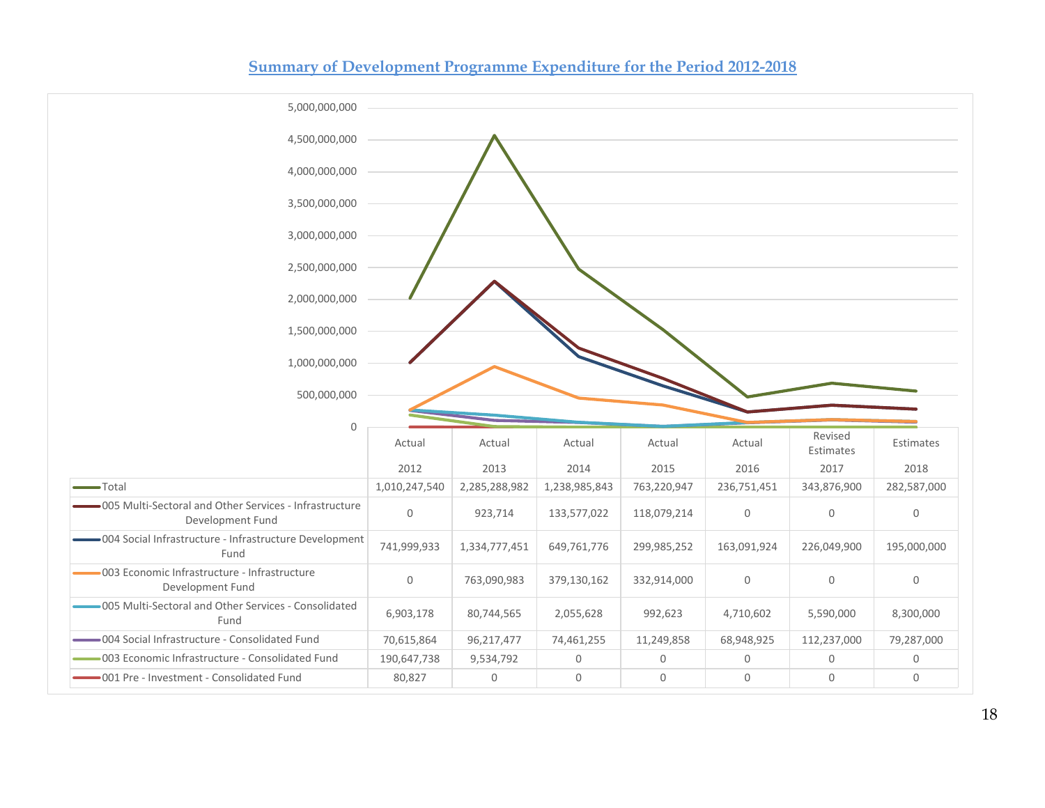## Summary of Development Programme Expenditure for the Period 2012-2018

| | Actual 2012 | Actual 2013 | Actual 2014 | Actual 2015 | Actual 2016 | Revised Estimates 2017 | Estimates 2018 |
|---|---|---|---|---|---|---|---|
| Total | 1,010,247,540 | 2,285,288,982 | 1,238,985,843 | 763,220,947 | 236,751,451 | 343,876,900 | 282,587,000 |
| 005 Multi-Sectoral and Other Services - Infrastructure Development Fund | 0 | 923,714 | 133,577,022 | 118,079,214 | 0 | 0 | 0 |
| 004 Social Infrastructure - Infrastructure Development Fund | 741,999,933 | 1,334,777,451 | 649,761,776 | 299,985,252 | 163,091,924 | 226,049,900 | 195,000,000 |
| 003 Economic Infrastructure - Infrastructure Development Fund | 0 | 763,090,983 | 379,130,162 | 332,914,000 | 0 | 0 | 0 |
| 005 Multi-Sectoral and Other Services - Consolidated Fund | 6,903,178 | 80,744,565 | 2,055,628 | 992,623 | 4,710,602 | 5,590,000 | 8,300,000 |
| 004 Social Infrastructure - Consolidated Fund | 70,615,864 | 96,217,477 | 74,461,255 | 11,249,858 | 68,948,925 | 112,237,000 | 79,287,000 |
| 003 Economic Infrastructure - Consolidated Fund | 190,647,738 | 9,534,792 | 0 | 0 | 0 | 0 | 0 |
| 001 Pre - Investment - Consolidated Fund | 80,827 | 0 | 0 | 0 | 0 | 0 | 0 |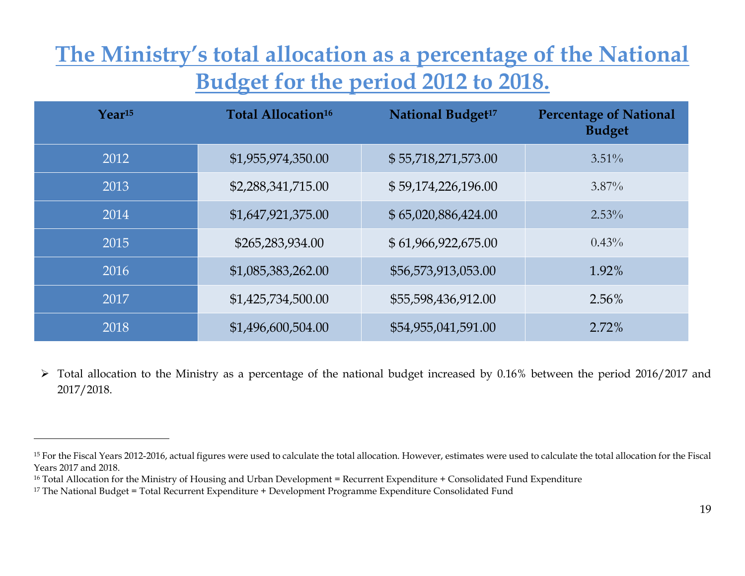# The Ministry's total allocation as a percentage of the National Budget for the period 2012 to 2018.

| Year[15] | Total Allocation[16] | National Budget[17] | Percentage of National Budget |
|---|---|---|---|
| 2012 | $1,955,974,350.00 | $ 55,718,271,573.00 | 3.51% |
| 2013 | $2,288,341,715.00 | $ 59,174,226,196.00 | 3.87% |
| 2014 | $1,647,921,375.00 | $ 65,020,886,424.00 | 2.53% |
| 2015 | $265,283,934.00 | $ 61,966,922,675.00 | 0.43% |
| 2016 | $1,085,383,262.00 | $56,573,913,053.00 | 1.92% |
| 2017 | $1,425,734,500.00 | $55,598,436,912.00 | 2.56% |
| 2018 | $1,496,600,504.00 | $54,955,041,591.00 | 2.72% |

- Total allocation to the Ministry as a percentage of the national budget increased by 0.16% between the period 2016/2017 and 2017/2018.

---

[15] For the Fiscal Years 2012-2016, actual figures were used to calculate the total allocation. However, estimates were used to calculate the total allocation for the Fiscal Years 2017 and 2018.

[16] Total Allocation for the Ministry of Housing and Urban Development = Recurrent Expenditure + Consolidated Fund Expenditure

[17] The National Budget = Total Recurrent Expenditure + Development Programme Expenditure Consolidated Fund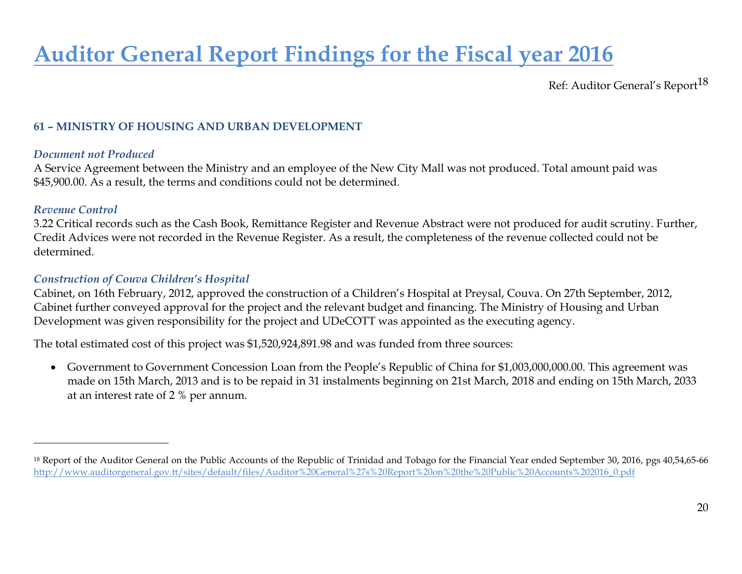# Auditor General Report Findings for the Fiscal year 2016

Ref: Auditor General's Report[18]

### 61 – MINISTRY OF HOUSING AND URBAN DEVELOPMENT

***Document not Produced***

A Service Agreement between the Ministry and an employee of the New City Mall was not produced. Total amount paid was $45,900.00. As a result, the terms and conditions could not be determined.

***Revenue Control***

3.22 Critical records such as the Cash Book, Remittance Register and Revenue Abstract were not produced for audit scrutiny. Further, Credit Advices were not recorded in the Revenue Register. As a result, the completeness of the revenue collected could not be determined.

***Construction of Couva Children's Hospital***

Cabinet, on 16th February, 2012, approved the construction of a Children's Hospital at Preysal, Couva. On 27th September, 2012, Cabinet further conveyed approval for the project and the relevant budget and financing. The Ministry of Housing and Urban Development was given responsibility for the project and UDeCOTT was appointed as the executing agency.

The total estimated cost of this project was $1,520,924,891.98 and was funded from three sources:

- Government to Government Concession Loan from the People's Republic of China for $1,003,000,000.00. This agreement was made on 15th March, 2013 and is to be repaid in 31 instalments beginning on 21st March, 2018 and ending on 15th March, 2033 at an interest rate of 2 % per annum.

---

[18] Report of the Auditor General on the Public Accounts of the Republic of Trinidad and Tobago for the Financial Year ended September 30, 2016, pgs 40,54,65-66 http://www.auditorgeneral.gov.tt/sites/default/files/Auditor%20General%27s%20Report%20on%20the%20Public%20Accounts%202016_0.pdf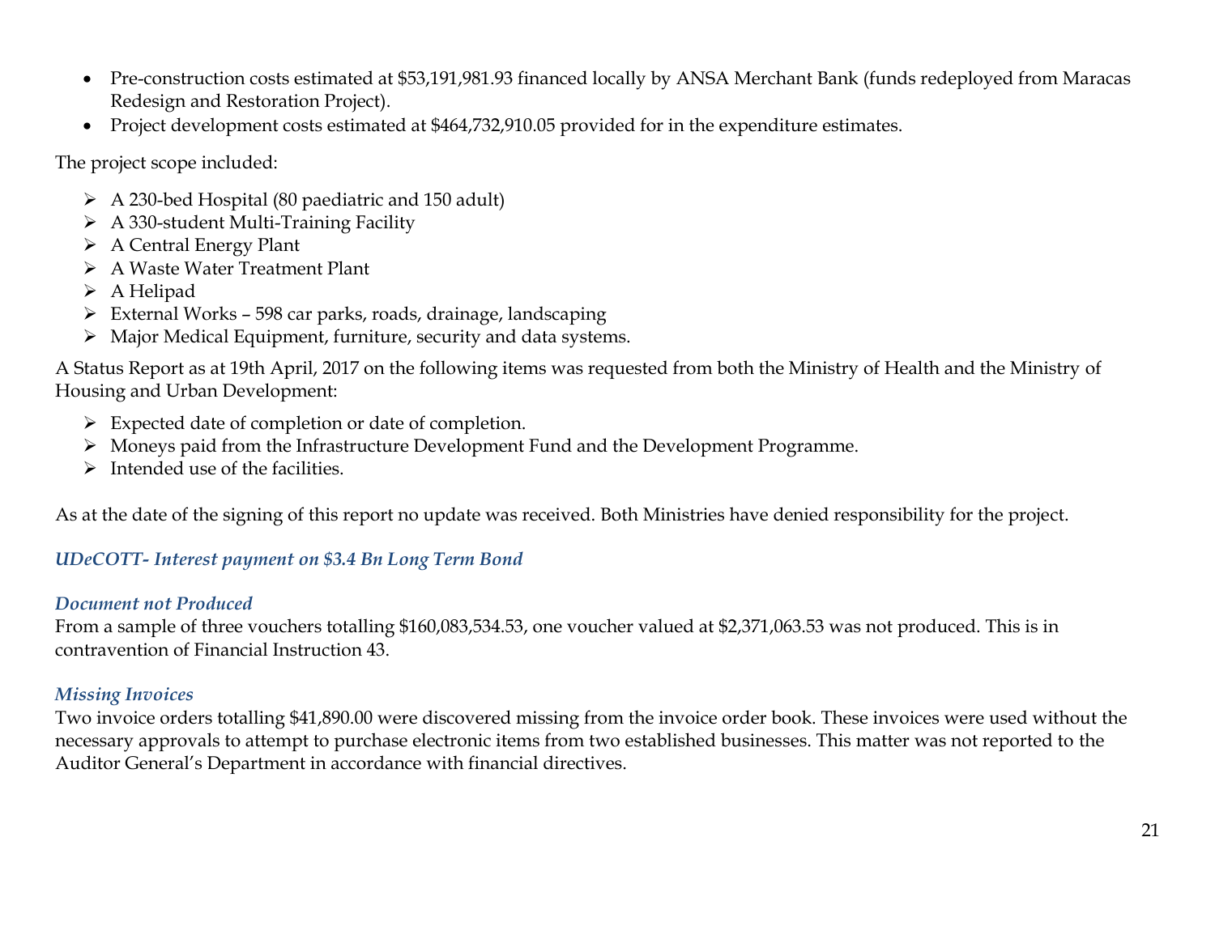- Pre-construction costs estimated at $53,191,981.93 financed locally by ANSA Merchant Bank (funds redeployed from Maracas Redesign and Restoration Project).
- Project development costs estimated at $464,732,910.05 provided for in the expenditure estimates.

The project scope included:

- A 230-bed Hospital (80 paediatric and 150 adult)
- A 330-student Multi-Training Facility
- A Central Energy Plant
- A Waste Water Treatment Plant
- A Helipad
- External Works – 598 car parks, roads, drainage, landscaping
- Major Medical Equipment, furniture, security and data systems.

A Status Report as at 19th April, 2017 on the following items was requested from both the Ministry of Health and the Ministry of Housing and Urban Development:

- Expected date of completion or date of completion.
- Moneys paid from the Infrastructure Development Fund and the Development Programme.
- Intended use of the facilities.

As at the date of the signing of this report no update was received. Both Ministries have denied responsibility for the project.

### *UDeCOTT- Interest payment on $3.4 Bn Long Term Bond*

#### *Document not Produced*

From a sample of three vouchers totalling $160,083,534.53, one voucher valued at $2,371,063.53 was not produced. This is in contravention of Financial Instruction 43.

#### *Missing Invoices*

Two invoice orders totalling $41,890.00 were discovered missing from the invoice order book. These invoices were used without the necessary approvals to attempt to purchase electronic items from two established businesses. This matter was not reported to the Auditor General's Department in accordance with financial directives.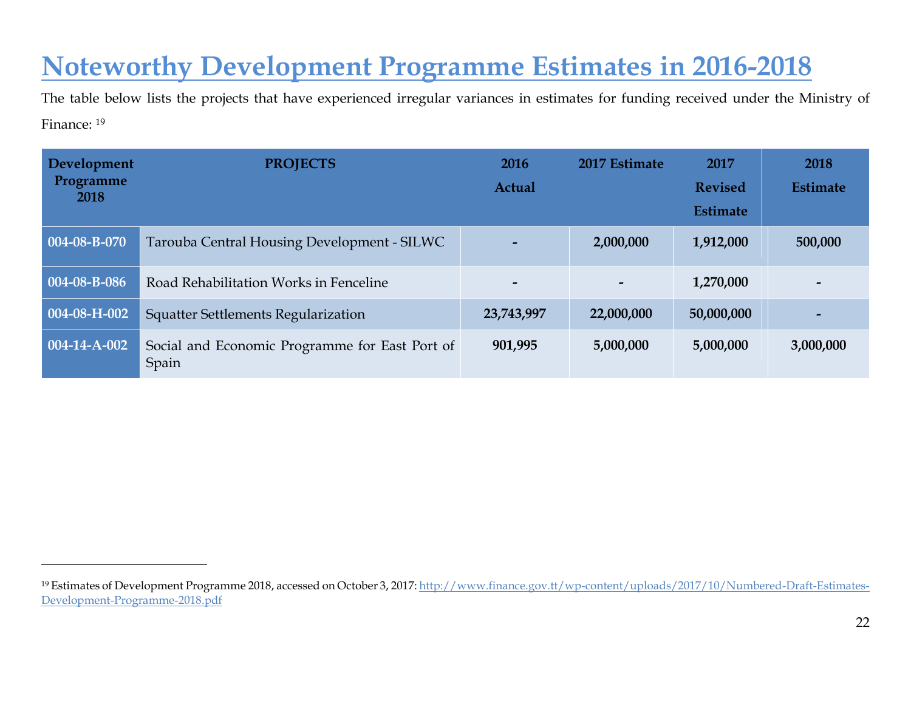# Noteworthy Development Programme Estimates in 2016-2018

The table below lists the projects that have experienced irregular variances in estimates for funding received under the Ministry of Finance: [19]

| Development Programme 2018 | PROJECTS | 2016 Actual | 2017 Estimate | 2017 Revised Estimate | 2018 Estimate |
|---|---|---|---|---|---|
| 004-08-B-070 | Tarouba Central Housing Development - SILWC | - | 2,000,000 | 1,912,000 | 500,000 |
| 004-08-B-086 | Road Rehabilitation Works in Fenceline | - | - | 1,270,000 | - |
| 004-08-H-002 | Squatter Settlements Regularization | 23,743,997 | 22,000,000 | 50,000,000 | - |
| 004-14-A-002 | Social and Economic Programme for East Port of Spain | 901,995 | 5,000,000 | 5,000,000 | 3,000,000 |

---

[19] Estimates of Development Programme 2018, accessed on October 3, 2017: http://www.finance.gov.tt/wp-content/uploads/2017/10/Numbered-Draft-Estimates-Development-Programme-2018.pdf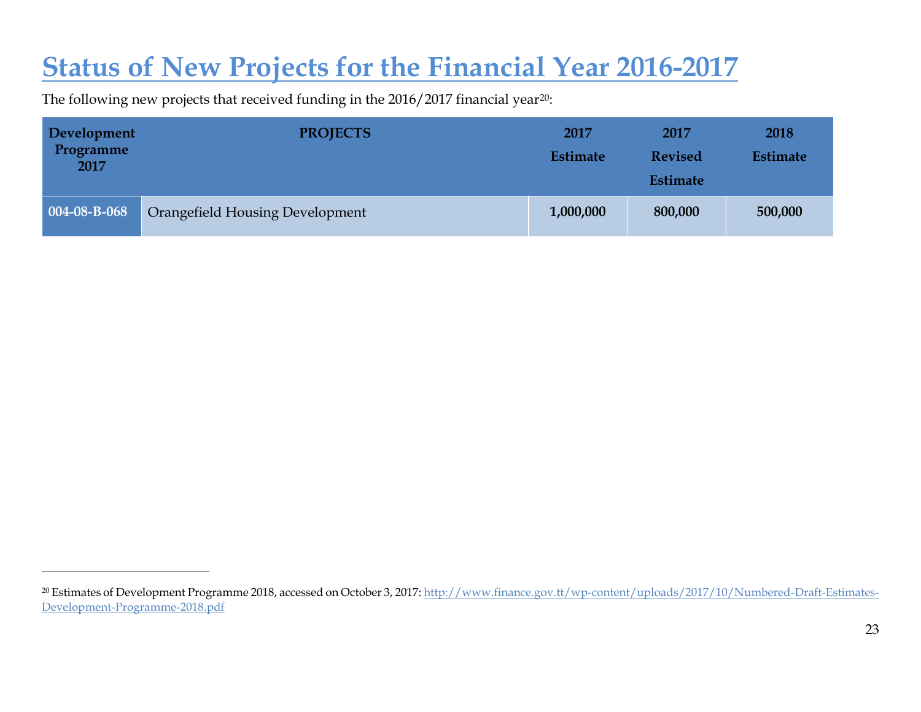# Status of New Projects for the Financial Year 2016-2017

The following new projects that received funding in the 2016/2017 financial year[20]:

| Development Programme 2017 | PROJECTS | 2017 Estimate | 2017 Revised Estimate | 2018 Estimate |
|---|---|---|---|---|
| 004-08-B-068 | Orangefield Housing Development | 1,000,000 | 800,000 | 500,000 |

[20] Estimates of Development Programme 2018, accessed on October 3, 2017: http://www.finance.gov.tt/wp-content/uploads/2017/10/Numbered-Draft-Estimates-Development-Programme-2018.pdf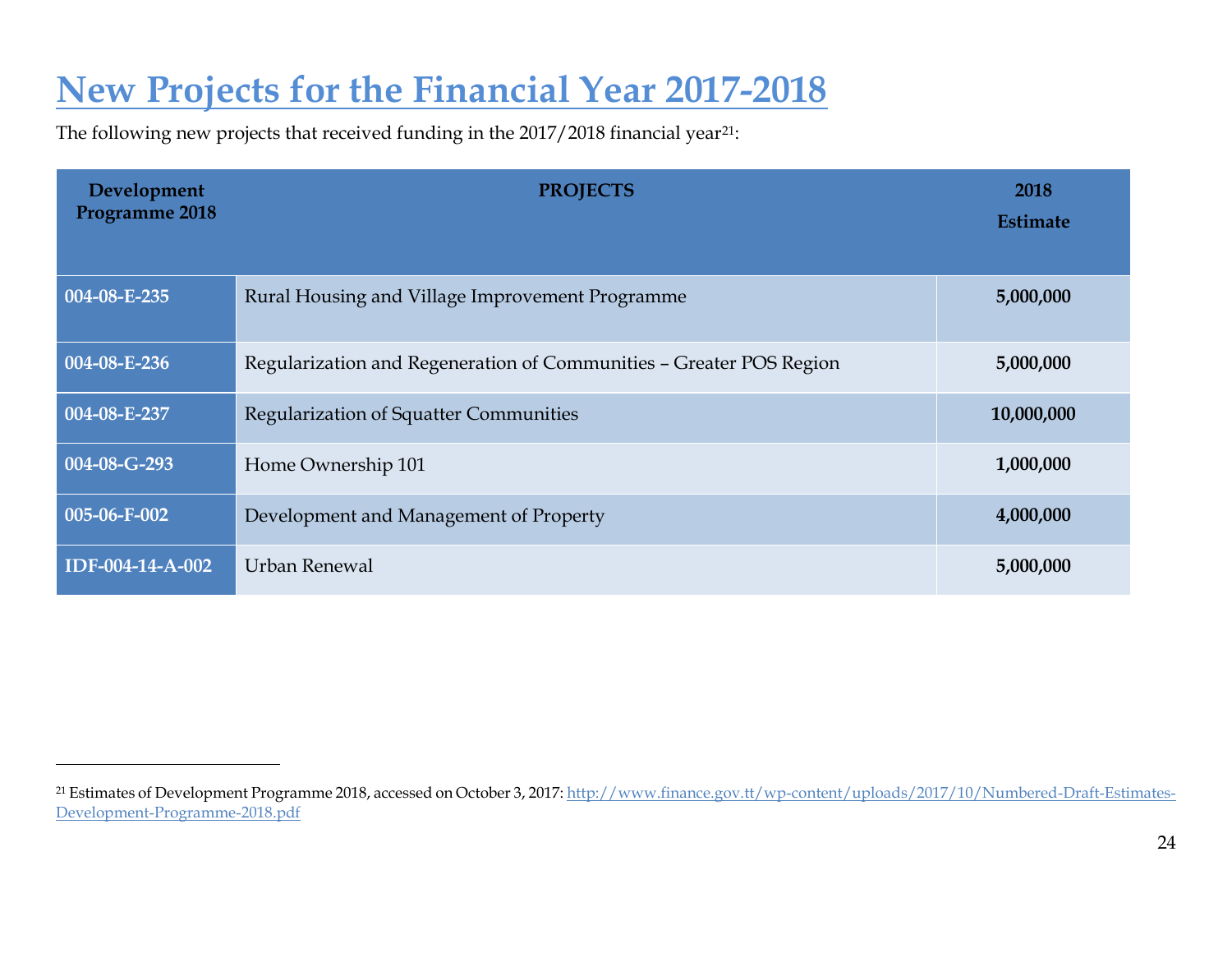# New Projects for the Financial Year 2017-2018

The following new projects that received funding in the 2017/2018 financial year[21]:

| Development Programme 2018 | PROJECTS | 2018 Estimate |
|---|---|---|
| **004-08-E-235** | Rural Housing and Village Improvement Programme | **5,000,000** |
| **004-08-E-236** | Regularization and Regeneration of Communities – Greater POS Region | **5,000,000** |
| **004-08-E-237** | Regularization of Squatter Communities | **10,000,000** |
| **004-08-G-293** | Home Ownership 101 | **1,000,000** |
| **005-06-F-002** | Development and Management of Property | **4,000,000** |
| **IDF-004-14-A-002** | Urban Renewal | **5,000,000** |

[21] Estimates of Development Programme 2018, accessed on October 3, 2017: http://www.finance.gov.tt/wp-content/uploads/2017/10/Numbered-Draft-Estimates-Development-Programme-2018.pdf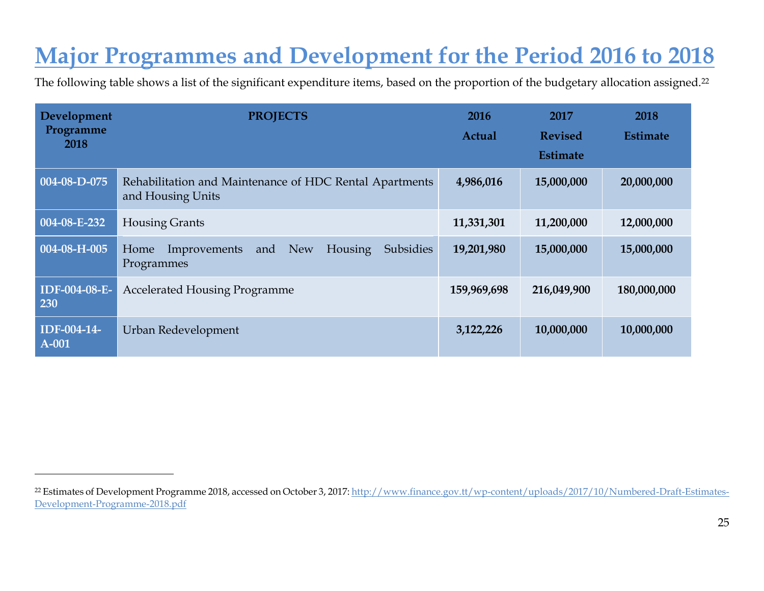# Major Programmes and Development for the Period 2016 to 2018

The following table shows a list of the significant expenditure items, based on the proportion of the budgetary allocation assigned.[22]

| Development Programme 2018 | PROJECTS | 2016 Actual | 2017 Revised Estimate | 2018 Estimate |
|---|---|---|---|---|
| **004-08-D-075** | Rehabilitation and Maintenance of HDC Rental Apartments and Housing Units | **4,986,016** | **15,000,000** | **20,000,000** |
| **004-08-E-232** | Housing Grants | **11,331,301** | **11,200,000** | **12,000,000** |
| **004-08-H-005** | Home Improvements and New Housing Subsidies Programmes | **19,201,980** | **15,000,000** | **15,000,000** |
| **IDF-004-08-E-230** | Accelerated Housing Programme | **159,969,698** | **216,049,900** | **180,000,000** |
| **IDF-004-14-A-001** | Urban Redevelopment | **3,122,226** | **10,000,000** | **10,000,000** |

[22] Estimates of Development Programme 2018, accessed on October 3, 2017: http://www.finance.gov.tt/wp-content/uploads/2017/10/Numbered-Draft-Estimates-Development-Programme-2018.pdf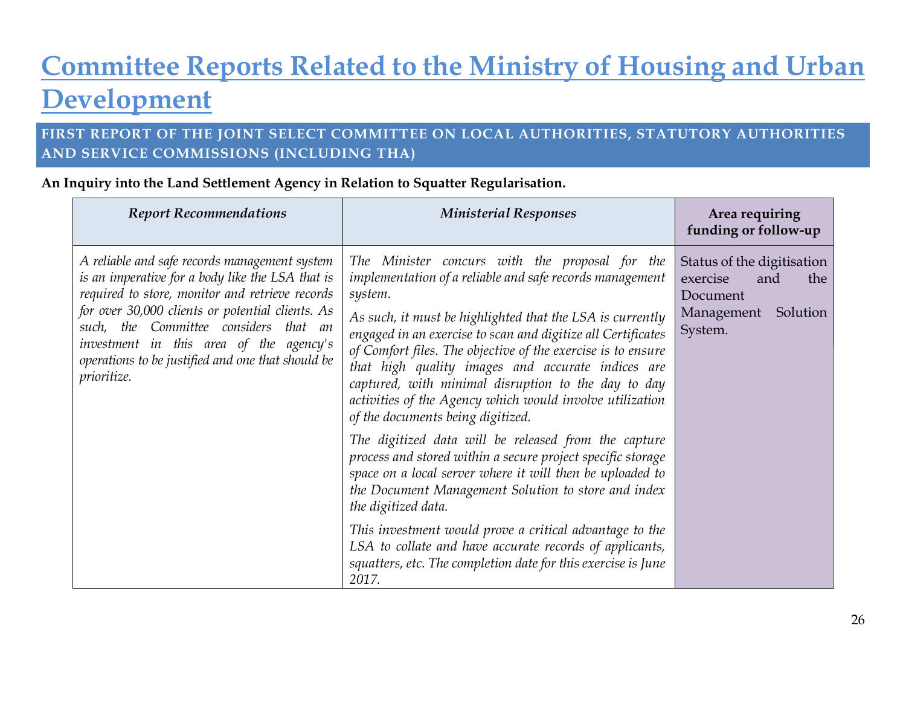# Committee Reports Related to the Ministry of Housing and Urban Development

## FIRST REPORT OF THE JOINT SELECT COMMITTEE ON LOCAL AUTHORITIES, STATUTORY AUTHORITIES AND SERVICE COMMISSIONS (INCLUDING THA)

**An Inquiry into the Land Settlement Agency in Relation to Squatter Regularisation.**

| *Report Recommendations* | *Ministerial Responses* | **Area requiring funding or follow-up** |
|---|---|---|
| *A reliable and safe records management system is an imperative for a body like the LSA that is required to store, monitor and retrieve records for over 30,000 clients or potential clients. As such, the Committee considers that an investment in this area of the agency's operations to be justified and one that should be prioritize.* | *The Minister concurs with the proposal for the implementation of a reliable and safe records management system.*<br><br>*As such, it must be highlighted that the LSA is currently engaged in an exercise to scan and digitize all Certificates of Comfort files. The objective of the exercise is to ensure that high quality images and accurate indices are captured, with minimal disruption to the day to day activities of the Agency which would involve utilization of the documents being digitized.*<br><br>*The digitized data will be released from the capture process and stored within a secure project specific storage space on a local server where it will then be uploaded to the Document Management Solution to store and index the digitized data.*<br><br>*This investment would prove a critical advantage to the LSA to collate and have accurate records of applicants, squatters, etc. The completion date for this exercise is June 2017.* | Status of the digitisation exercise and the Document Management Solution System. |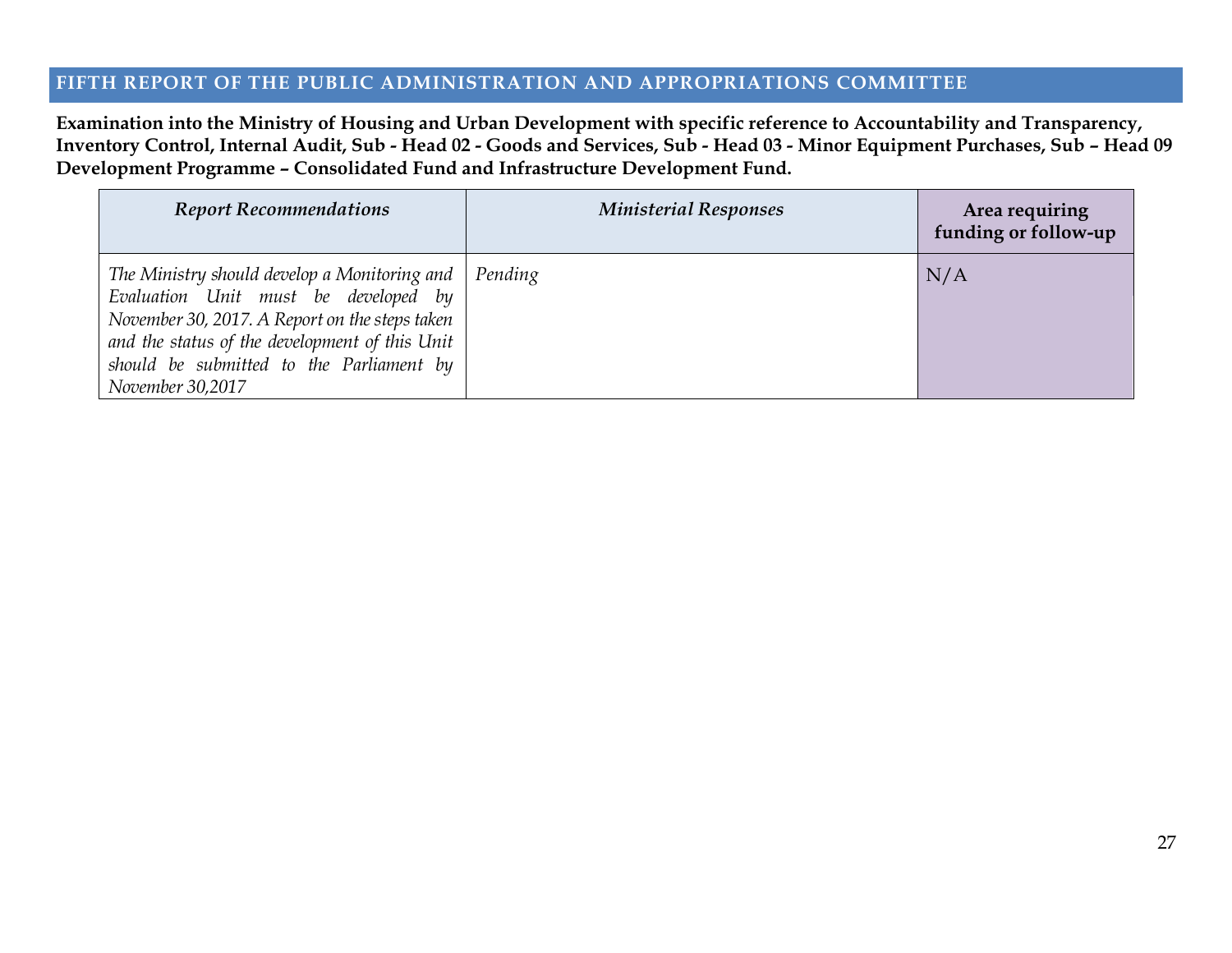## FIFTH REPORT OF THE PUBLIC ADMINISTRATION AND APPROPRIATIONS COMMITTEE

**Examination into the Ministry of Housing and Urban Development with specific reference to Accountability and Transparency, Inventory Control, Internal Audit, Sub - Head 02 - Goods and Services, Sub - Head 03 - Minor Equipment Purchases, Sub – Head 09 Development Programme – Consolidated Fund and Infrastructure Development Fund.**

| *Report Recommendations* | *Ministerial Responses* | **Area requiring funding or follow-up** |
|---|---|---|
| *The Ministry should develop a Monitoring and Evaluation Unit must be developed by November 30, 2017. A Report on the steps taken and the status of the development of this Unit should be submitted to the Parliament by November 30,2017* | *Pending* | N/A |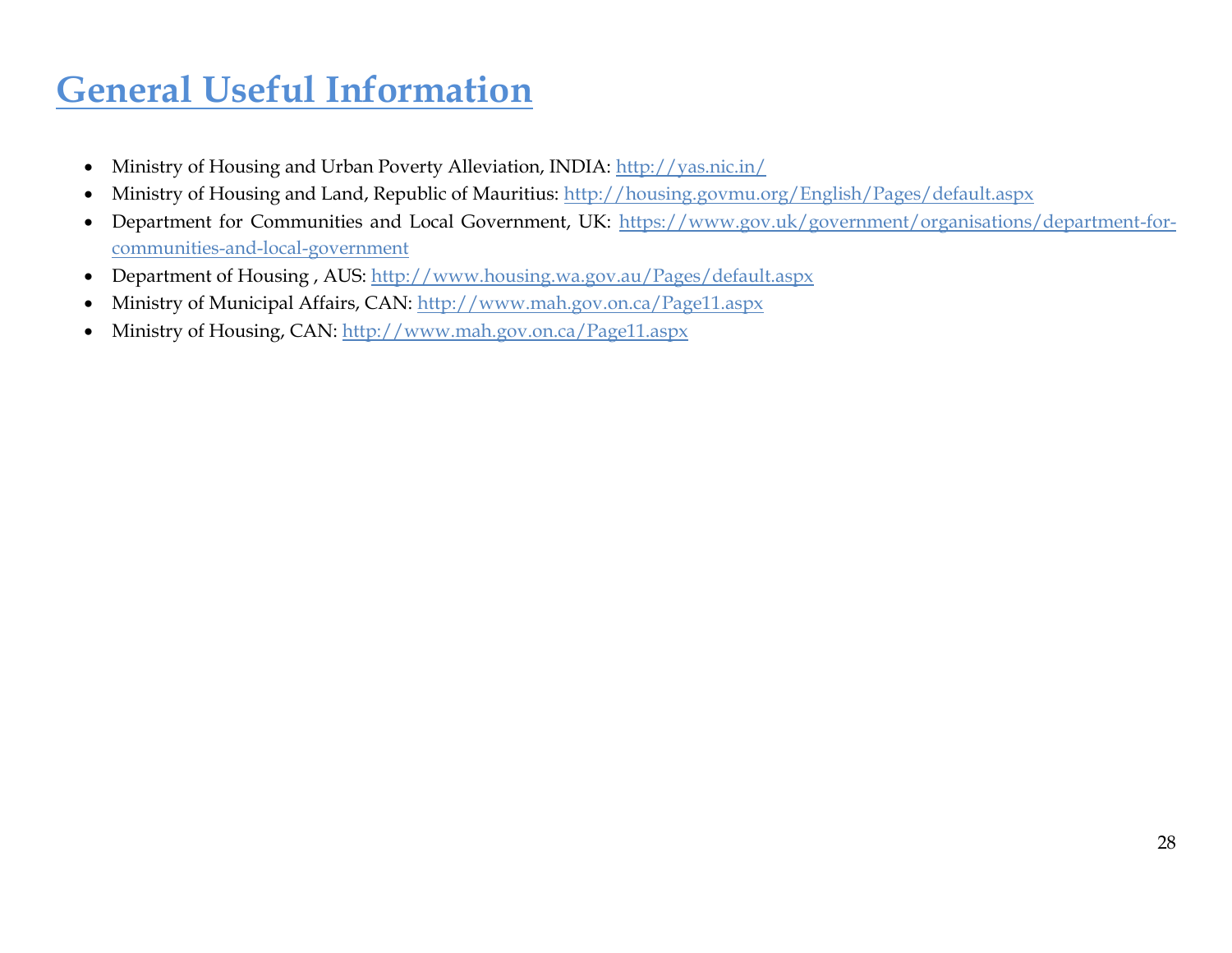# General Useful Information

- Ministry of Housing and Urban Poverty Alleviation, INDIA: http://yas.nic.in/
- Ministry of Housing and Land, Republic of Mauritius: http://housing.govmu.org/English/Pages/default.aspx
- Department for Communities and Local Government, UK: https://www.gov.uk/government/organisations/department-for-communities-and-local-government
- Department of Housing , AUS: http://www.housing.wa.gov.au/Pages/default.aspx
- Ministry of Municipal Affairs, CAN: http://www.mah.gov.on.ca/Page11.aspx
- Ministry of Housing, CAN: http://www.mah.gov.on.ca/Page11.aspx